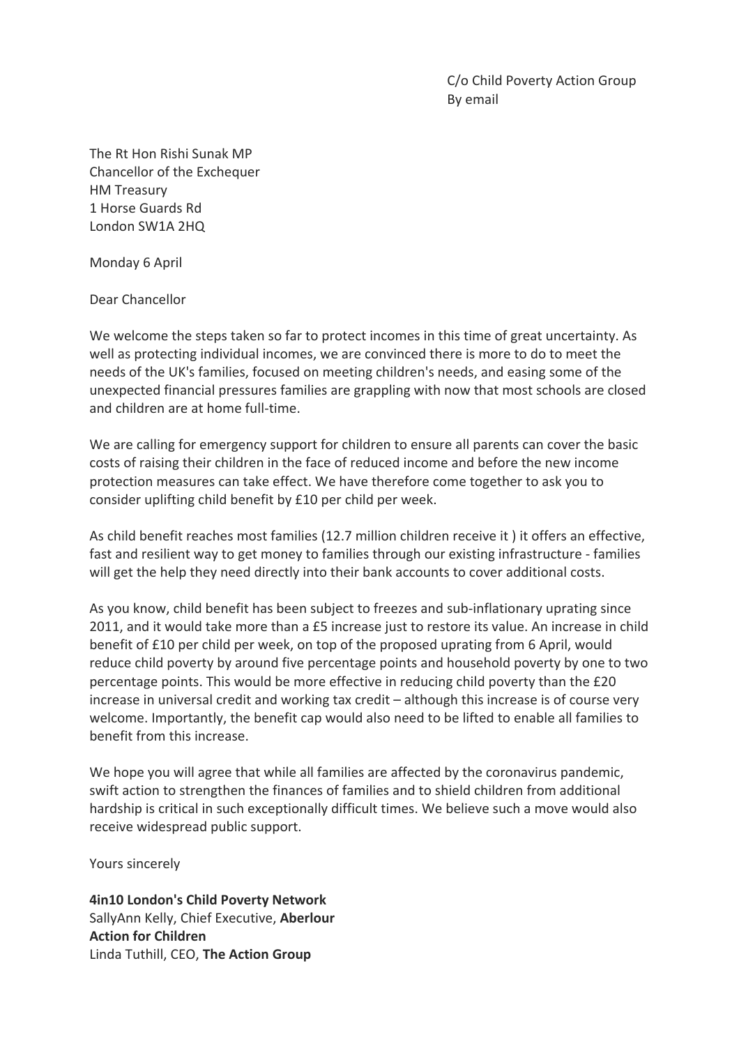C/o Child Poverty Action Group
By email

The Rt Hon Rishi Sunak MP
Chancellor of the Exchequer
HM Treasury
1 Horse Guards Rd
London SW1A 2HQ

Monday 6 April

Dear Chancellor

We welcome the steps taken so far to protect incomes in this time of great uncertainty. As well as protecting individual incomes, we are convinced there is more to do to meet the needs of the UK's families, focused on meeting children's needs, and easing some of the unexpected financial pressures families are grappling with now that most schools are closed and children are at home full-time.

We are calling for emergency support for children to ensure all parents can cover the basic costs of raising their children in the face of reduced income and before the new income protection measures can take effect. We have therefore come together to ask you to consider uplifting child benefit by £10 per child per week.

As child benefit reaches most families (12.7 million children receive it ) it offers an effective, fast and resilient way to get money to families through our existing infrastructure - families will get the help they need directly into their bank accounts to cover additional costs.

As you know, child benefit has been subject to freezes and sub-inflationary uprating since 2011, and it would take more than a £5 increase just to restore its value. An increase in child benefit of £10 per child per week, on top of the proposed uprating from 6 April, would reduce child poverty by around five percentage points and household poverty by one to two percentage points. This would be more effective in reducing child poverty than the £20 increase in universal credit and working tax credit – although this increase is of course very welcome. Importantly, the benefit cap would also need to be lifted to enable all families to benefit from this increase.

We hope you will agree that while all families are affected by the coronavirus pandemic, swift action to strengthen the finances of families and to shield children from additional hardship is critical in such exceptionally difficult times. We believe such a move would also receive widespread public support.

Yours sincerely

**4in10 London's Child Poverty Network**
SallyAnn Kelly, Chief Executive, **Aberlour**
**Action for Children**
Linda Tuthill, CEO, **The Action Group**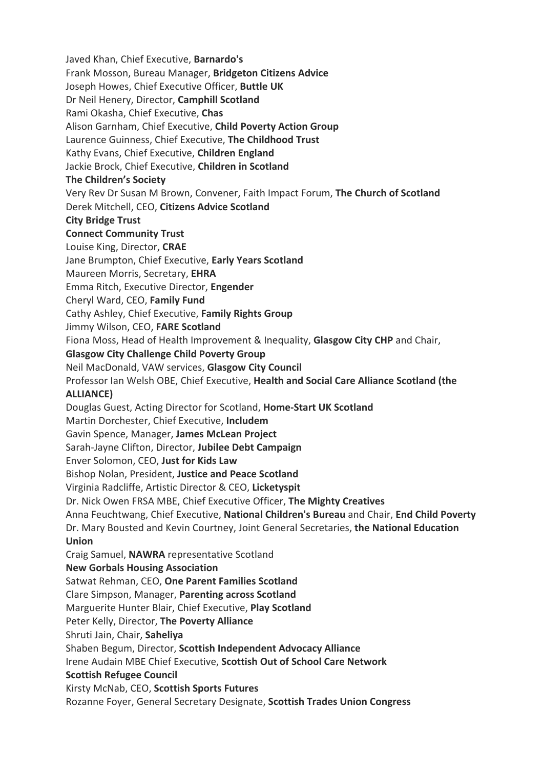Javed Khan, Chief Executive, **Barnardo's**
Frank Mosson, Bureau Manager, **Bridgeton Citizens Advice**
Joseph Howes, Chief Executive Officer, **Buttle UK**
Dr Neil Henery, Director, **Camphill Scotland**
Rami Okasha, Chief Executive, **Chas**
Alison Garnham, Chief Executive, **Child Poverty Action Group**
Laurence Guinness, Chief Executive, **The Childhood Trust**
Kathy Evans, Chief Executive, **Children England**
Jackie Brock, Chief Executive, **Children in Scotland**
**The Children's Society**
Very Rev Dr Susan M Brown, Convener, Faith Impact Forum, **The Church of Scotland**
Derek Mitchell, CEO, **Citizens Advice Scotland**
**City Bridge Trust**
**Connect Community Trust**
Louise King, Director, **CRAE**
Jane Brumpton, Chief Executive, **Early Years Scotland**
Maureen Morris, Secretary, **EHRA**
Emma Ritch, Executive Director, **Engender**
Cheryl Ward, CEO, **Family Fund**
Cathy Ashley, Chief Executive, **Family Rights Group**
Jimmy Wilson, CEO, **FARE Scotland**
Fiona Moss, Head of Health Improvement & Inequality, **Glasgow City CHP** and Chair, **Glasgow City Challenge Child Poverty Group**
Neil MacDonald, VAW services, **Glasgow City Council**
Professor Ian Welsh OBE, Chief Executive, **Health and Social Care Alliance Scotland (the ALLIANCE)**
Douglas Guest, Acting Director for Scotland, **Home-Start UK Scotland**
Martin Dorchester, Chief Executive, **Includem**
Gavin Spence, Manager, **James McLean Project**
Sarah-Jayne Clifton, Director, **Jubilee Debt Campaign**
Enver Solomon, CEO, **Just for Kids Law**
Bishop Nolan, President, **Justice and Peace Scotland**
Virginia Radcliffe, Artistic Director & CEO, **Licketyspit**
Dr. Nick Owen FRSA MBE, Chief Executive Officer, **The Mighty Creatives**
Anna Feuchtwang, Chief Executive, **National Children's Bureau** and Chair, **End Child Poverty**
Dr. Mary Bousted and Kevin Courtney, Joint General Secretaries, **the National Education Union**
Craig Samuel, **NAWRA** representative Scotland
**New Gorbals Housing Association**
Satwat Rehman, CEO, **One Parent Families Scotland**
Clare Simpson, Manager, **Parenting across Scotland**
Marguerite Hunter Blair, Chief Executive, **Play Scotland**
Peter Kelly, Director, **The Poverty Alliance**
Shruti Jain, Chair, **Saheliya**
Shaben Begum, Director, **Scottish Independent Advocacy Alliance**
Irene Audain MBE Chief Executive, **Scottish Out of School Care Network**
**Scottish Refugee Council**
Kirsty McNab, CEO, **Scottish Sports Futures**
Rozanne Foyer, General Secretary Designate, **Scottish Trades Union Congress**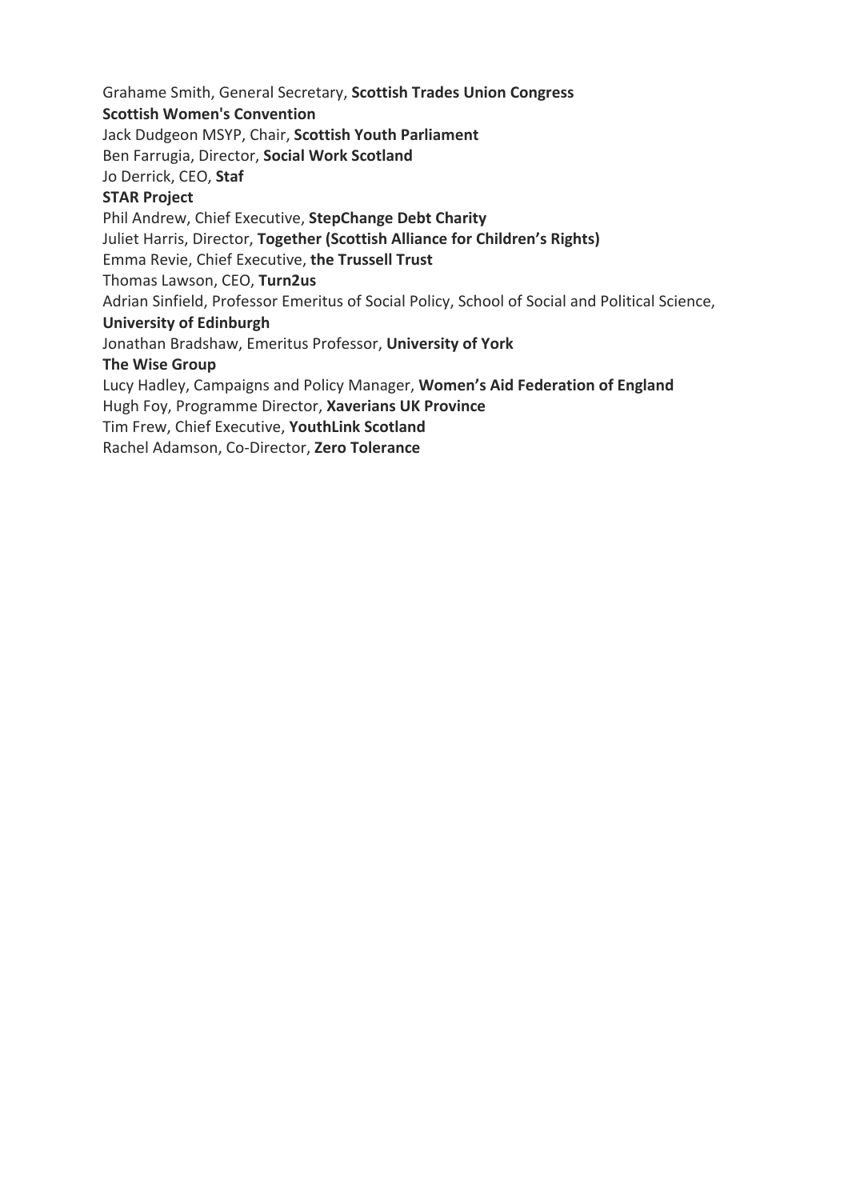Grahame Smith, General Secretary, **Scottish Trades Union Congress**
**Scottish Women's Convention**
Jack Dudgeon MSYP, Chair, **Scottish Youth Parliament**
Ben Farrugia, Director, **Social Work Scotland**
Jo Derrick, CEO, **Staf**
**STAR Project**
Phil Andrew, Chief Executive, **StepChange Debt Charity**
Juliet Harris, Director, **Together (Scottish Alliance for Children's Rights)**
Emma Revie, Chief Executive, **the Trussell Trust**
Thomas Lawson, CEO, **Turn2us**
Adrian Sinfield, Professor Emeritus of Social Policy, School of Social and Political Science, **University of Edinburgh**
Jonathan Bradshaw, Emeritus Professor, **University of York**
**The Wise Group**
Lucy Hadley, Campaigns and Policy Manager, **Women's Aid Federation of England**
Hugh Foy, Programme Director, **Xaverians UK Province**
Tim Frew, Chief Executive, **YouthLink Scotland**
Rachel Adamson, Co-Director, **Zero Tolerance**